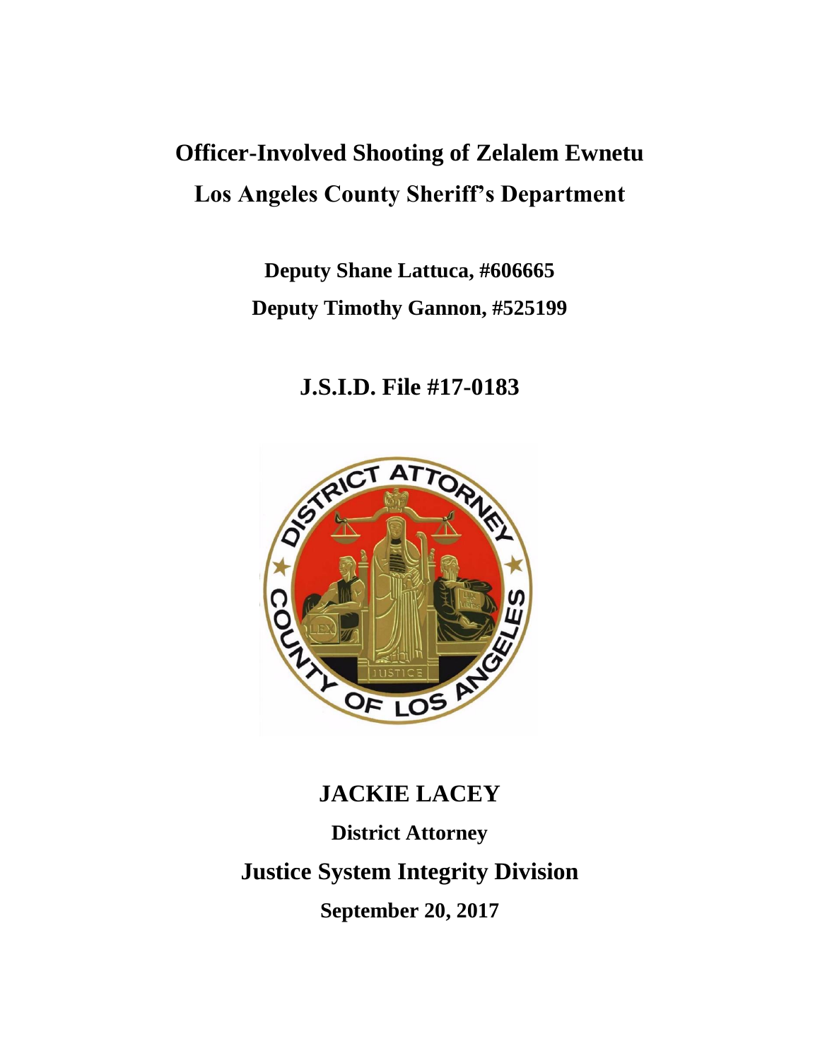# Officer-Involved Shooting of Zelalem Ewnetu

# Los Angeles County Sheriff's Department

**Deputy Shane Lattuca, #606665**

**Deputy Timothy Gannon, #525199**

## J.S.I.D. File #17-0183

## JACKIE LACEY

**District Attorney**

## Justice System Integrity Division

**September 20, 2017**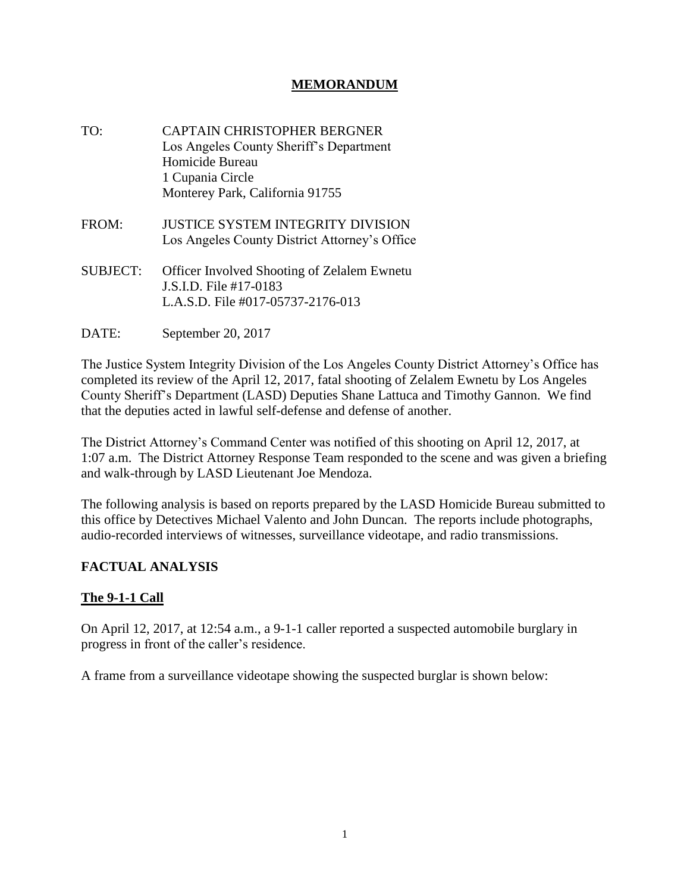**MEMORANDUM**

TO: CAPTAIN CHRISTOPHER BERGNER
Los Angeles County Sheriff's Department
Homicide Bureau
1 Cupania Circle
Monterey Park, California 91755

FROM: JUSTICE SYSTEM INTEGRITY DIVISION
Los Angeles County District Attorney's Office

SUBJECT: Officer Involved Shooting of Zelalem Ewnetu
J.S.I.D. File #17-0183
L.A.S.D. File #017-05737-2176-013

DATE: September 20, 2017

The Justice System Integrity Division of the Los Angeles County District Attorney's Office has completed its review of the April 12, 2017, fatal shooting of Zelalem Ewnetu by Los Angeles County Sheriff's Department (LASD) Deputies Shane Lattuca and Timothy Gannon. We find that the deputies acted in lawful self-defense and defense of another.

The District Attorney's Command Center was notified of this shooting on April 12, 2017, at 1:07 a.m. The District Attorney Response Team responded to the scene and was given a briefing and walk-through by LASD Lieutenant Joe Mendoza.

The following analysis is based on reports prepared by the LASD Homicide Bureau submitted to this office by Detectives Michael Valento and John Duncan. The reports include photographs, audio-recorded interviews of witnesses, surveillance videotape, and radio transmissions.

## FACTUAL ANALYSIS

### The 9-1-1 Call

On April 12, 2017, at 12:54 a.m., a 9-1-1 caller reported a suspected automobile burglary in progress in front of the caller's residence.

A frame from a surveillance videotape showing the suspected burglar is shown below: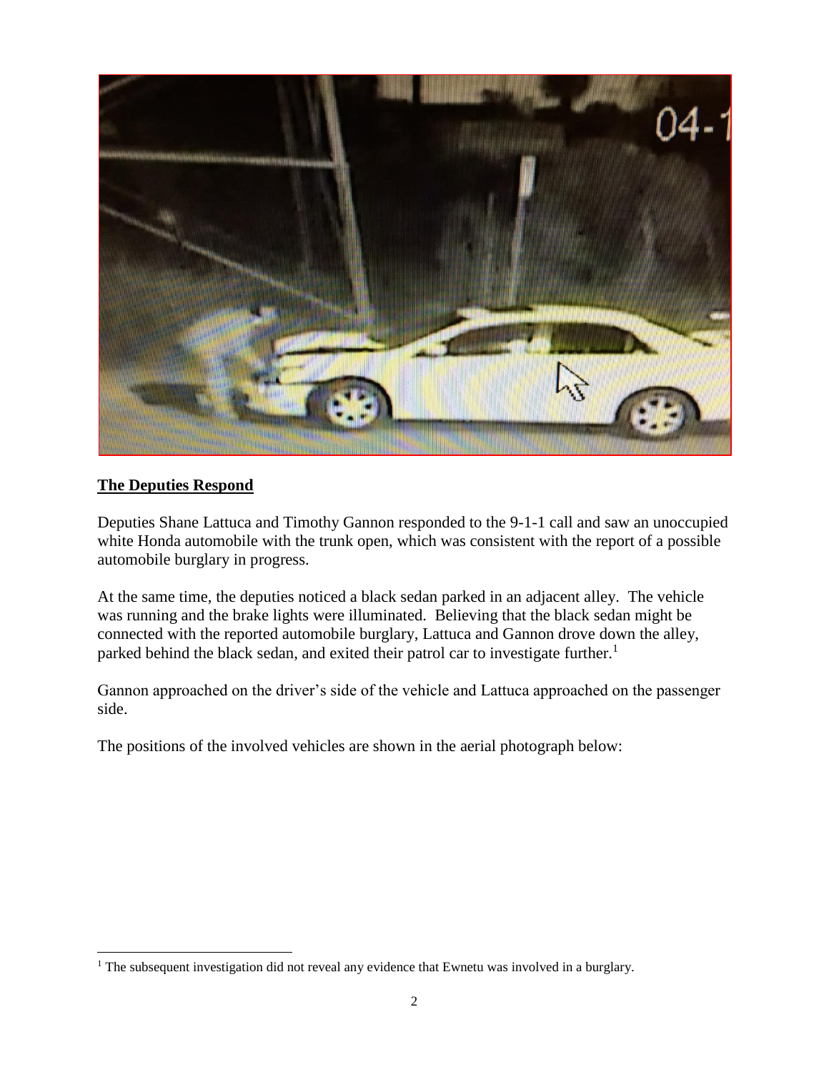## The Deputies Respond

Deputies Shane Lattuca and Timothy Gannon responded to the 9-1-1 call and saw an unoccupied white Honda automobile with the trunk open, which was consistent with the report of a possible automobile burglary in progress.

At the same time, the deputies noticed a black sedan parked in an adjacent alley. The vehicle was running and the brake lights were illuminated. Believing that the black sedan might be connected with the reported automobile burglary, Lattuca and Gannon drove down the alley, parked behind the black sedan, and exited their patrol car to investigate further.[1]

Gannon approached on the driver's side of the vehicle and Lattuca approached on the passenger side.

The positions of the involved vehicles are shown in the aerial photograph below:

[1] The subsequent investigation did not reveal any evidence that Ewnetu was involved in a burglary.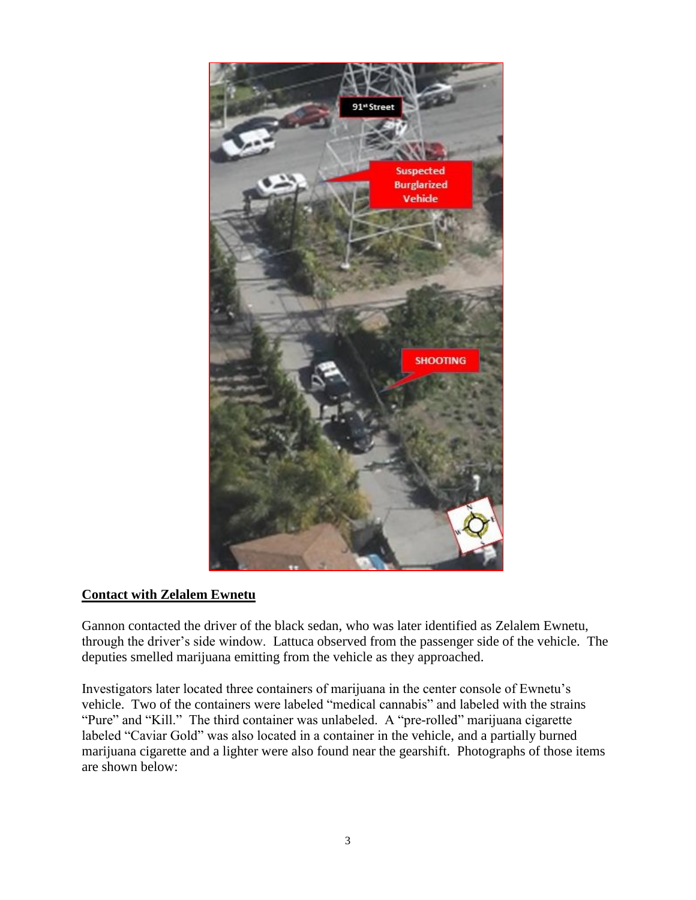## Contact with Zelalem Ewnetu

Gannon contacted the driver of the black sedan, who was later identified as Zelalem Ewnetu, through the driver's side window. Lattuca observed from the passenger side of the vehicle. The deputies smelled marijuana emitting from the vehicle as they approached.

Investigators later located three containers of marijuana in the center console of Ewnetu's vehicle. Two of the containers were labeled "medical cannabis" and labeled with the strains "Pure" and "Kill." The third container was unlabeled. A "pre-rolled" marijuana cigarette labeled "Caviar Gold" was also located in a container in the vehicle, and a partially burned marijuana cigarette and a lighter were also found near the gearshift. Photographs of those items are shown below: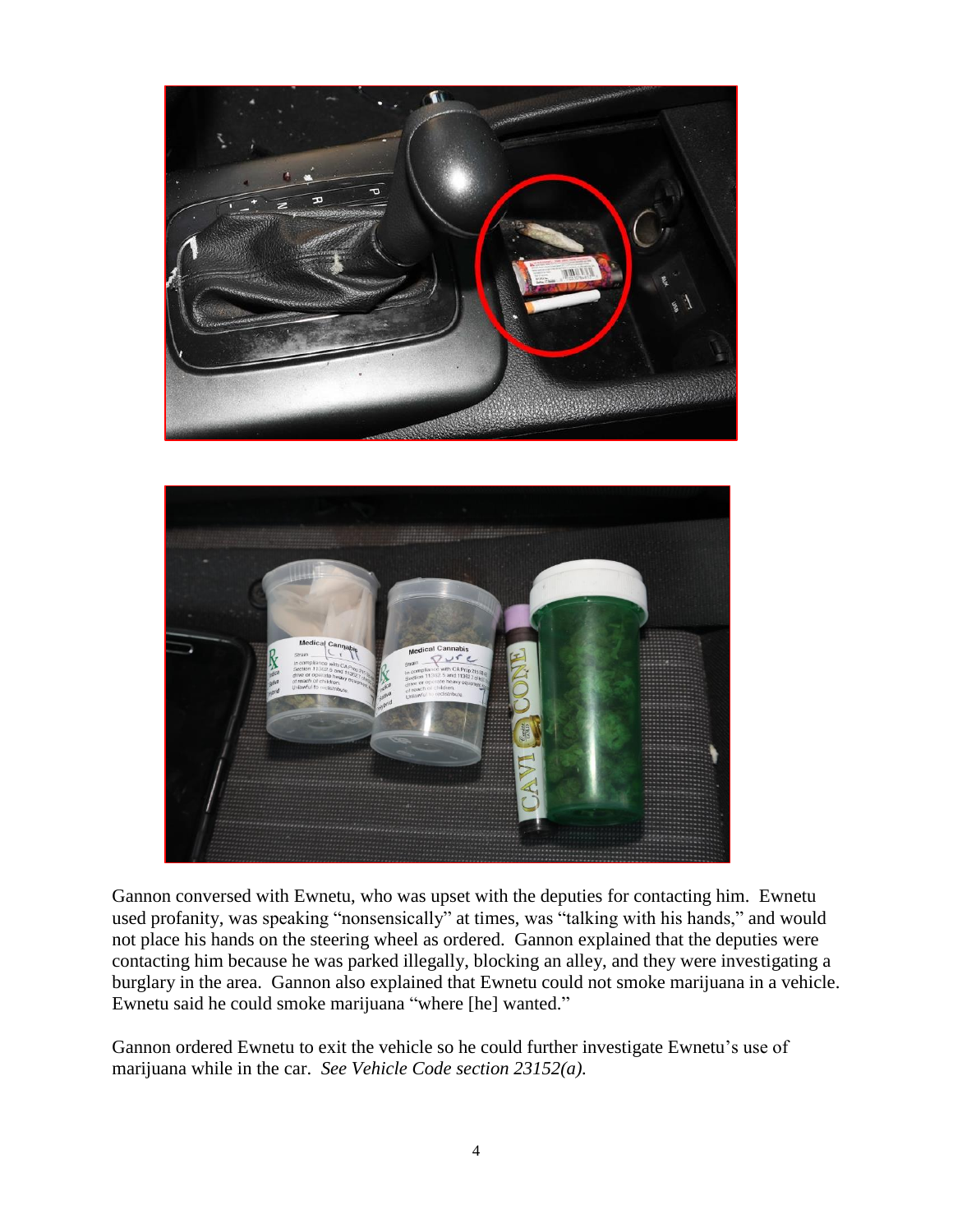Gannon conversed with Ewnetu, who was upset with the deputies for contacting him. Ewnetu used profanity, was speaking "nonsensically" at times, was "talking with his hands," and would not place his hands on the steering wheel as ordered. Gannon explained that the deputies were contacting him because he was parked illegally, blocking an alley, and they were investigating a burglary in the area. Gannon also explained that Ewnetu could not smoke marijuana in a vehicle. Ewnetu said he could smoke marijuana "where [he] wanted."

Gannon ordered Ewnetu to exit the vehicle so he could further investigate Ewnetu's use of marijuana while in the car. *See Vehicle Code section 23152(a).*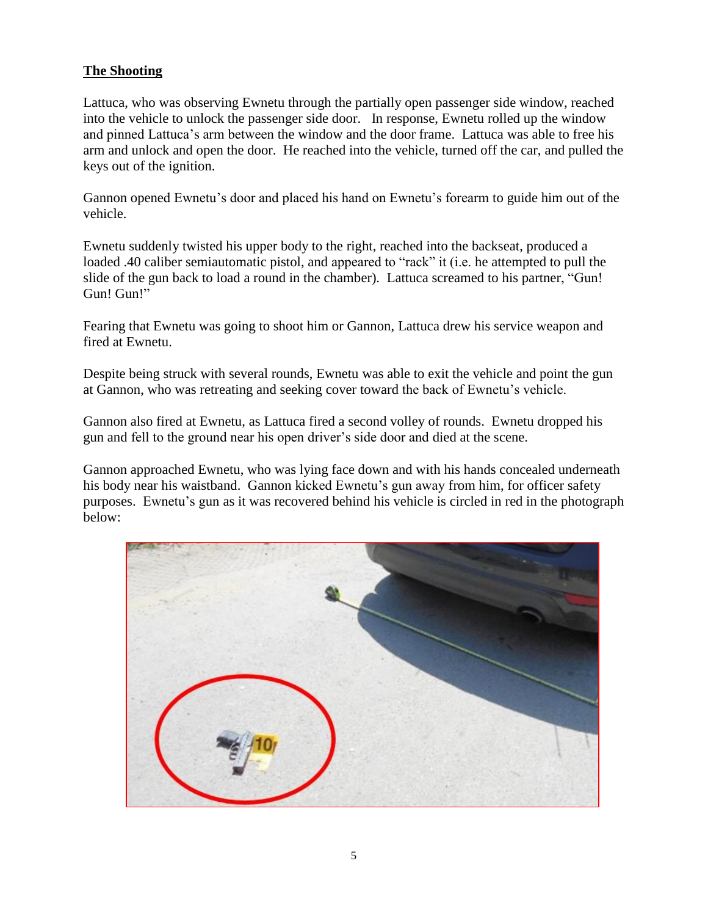## The Shooting

Lattuca, who was observing Ewnetu through the partially open passenger side window, reached into the vehicle to unlock the passenger side door. In response, Ewnetu rolled up the window and pinned Lattuca's arm between the window and the door frame. Lattuca was able to free his arm and unlock and open the door. He reached into the vehicle, turned off the car, and pulled the keys out of the ignition.

Gannon opened Ewnetu's door and placed his hand on Ewnetu's forearm to guide him out of the vehicle.

Ewnetu suddenly twisted his upper body to the right, reached into the backseat, produced a loaded .40 caliber semiautomatic pistol, and appeared to "rack" it (i.e. he attempted to pull the slide of the gun back to load a round in the chamber). Lattuca screamed to his partner, "Gun! Gun! Gun!"

Fearing that Ewnetu was going to shoot him or Gannon, Lattuca drew his service weapon and fired at Ewnetu.

Despite being struck with several rounds, Ewnetu was able to exit the vehicle and point the gun at Gannon, who was retreating and seeking cover toward the back of Ewnetu's vehicle.

Gannon also fired at Ewnetu, as Lattuca fired a second volley of rounds. Ewnetu dropped his gun and fell to the ground near his open driver's side door and died at the scene.

Gannon approached Ewnetu, who was lying face down and with his hands concealed underneath his body near his waistband. Gannon kicked Ewnetu's gun away from him, for officer safety purposes. Ewnetu's gun as it was recovered behind his vehicle is circled in red in the photograph below: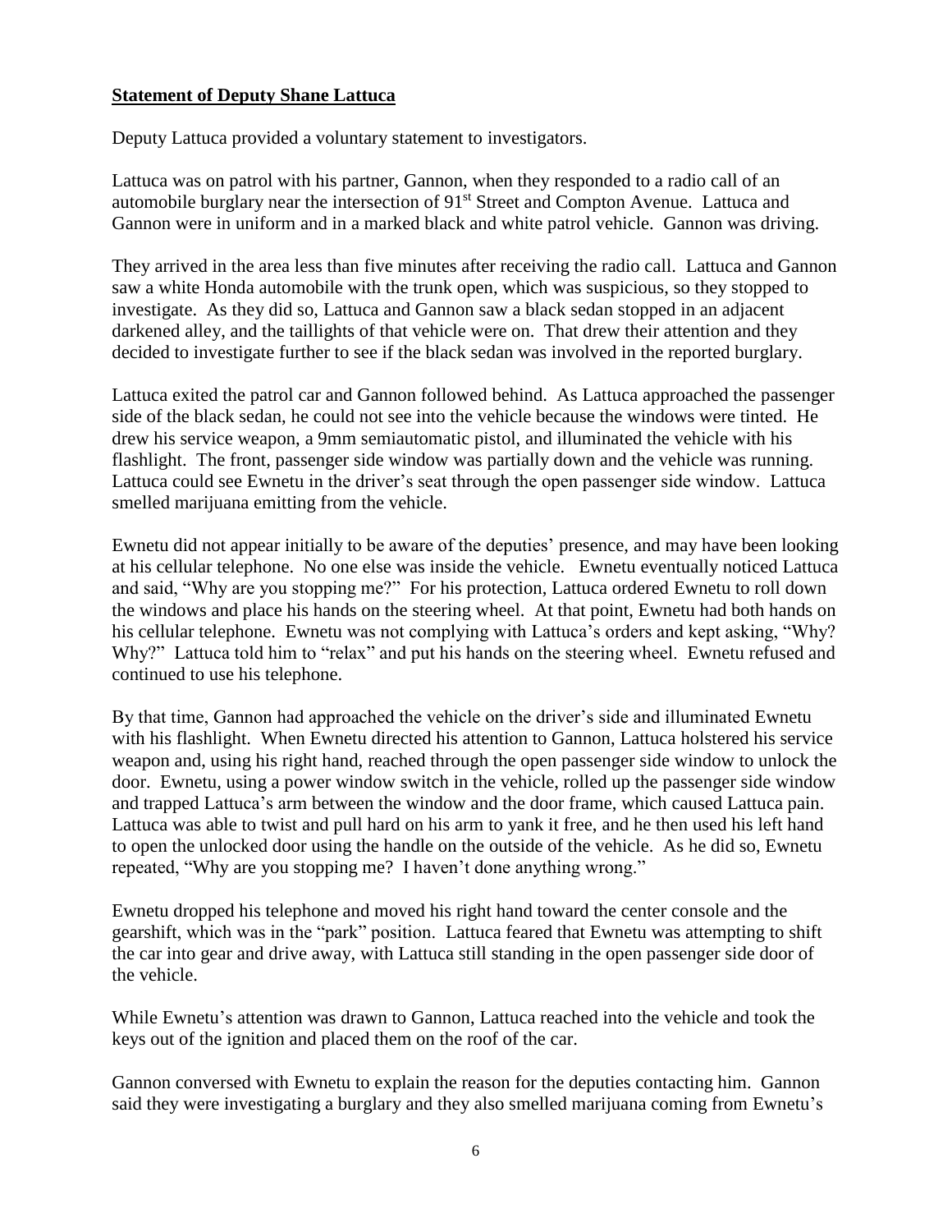**Statement of Deputy Shane Lattuca**

Deputy Lattuca provided a voluntary statement to investigators.

Lattuca was on patrol with his partner, Gannon, when they responded to a radio call of an automobile burglary near the intersection of 91st Street and Compton Avenue. Lattuca and Gannon were in uniform and in a marked black and white patrol vehicle. Gannon was driving.

They arrived in the area less than five minutes after receiving the radio call. Lattuca and Gannon saw a white Honda automobile with the trunk open, which was suspicious, so they stopped to investigate. As they did so, Lattuca and Gannon saw a black sedan stopped in an adjacent darkened alley, and the taillights of that vehicle were on. That drew their attention and they decided to investigate further to see if the black sedan was involved in the reported burglary.

Lattuca exited the patrol car and Gannon followed behind. As Lattuca approached the passenger side of the black sedan, he could not see into the vehicle because the windows were tinted. He drew his service weapon, a 9mm semiautomatic pistol, and illuminated the vehicle with his flashlight. The front, passenger side window was partially down and the vehicle was running. Lattuca could see Ewnetu in the driver's seat through the open passenger side window. Lattuca smelled marijuana emitting from the vehicle.

Ewnetu did not appear initially to be aware of the deputies' presence, and may have been looking at his cellular telephone. No one else was inside the vehicle. Ewnetu eventually noticed Lattuca and said, "Why are you stopping me?" For his protection, Lattuca ordered Ewnetu to roll down the windows and place his hands on the steering wheel. At that point, Ewnetu had both hands on his cellular telephone. Ewnetu was not complying with Lattuca's orders and kept asking, "Why? Why?" Lattuca told him to "relax" and put his hands on the steering wheel. Ewnetu refused and continued to use his telephone.

By that time, Gannon had approached the vehicle on the driver's side and illuminated Ewnetu with his flashlight. When Ewnetu directed his attention to Gannon, Lattuca holstered his service weapon and, using his right hand, reached through the open passenger side window to unlock the door. Ewnetu, using a power window switch in the vehicle, rolled up the passenger side window and trapped Lattuca's arm between the window and the door frame, which caused Lattuca pain. Lattuca was able to twist and pull hard on his arm to yank it free, and he then used his left hand to open the unlocked door using the handle on the outside of the vehicle. As he did so, Ewnetu repeated, "Why are you stopping me? I haven't done anything wrong."

Ewnetu dropped his telephone and moved his right hand toward the center console and the gearshift, which was in the "park" position. Lattuca feared that Ewnetu was attempting to shift the car into gear and drive away, with Lattuca still standing in the open passenger side door of the vehicle.

While Ewnetu's attention was drawn to Gannon, Lattuca reached into the vehicle and took the keys out of the ignition and placed them on the roof of the car.

Gannon conversed with Ewnetu to explain the reason for the deputies contacting him. Gannon said they were investigating a burglary and they also smelled marijuana coming from Ewnetu's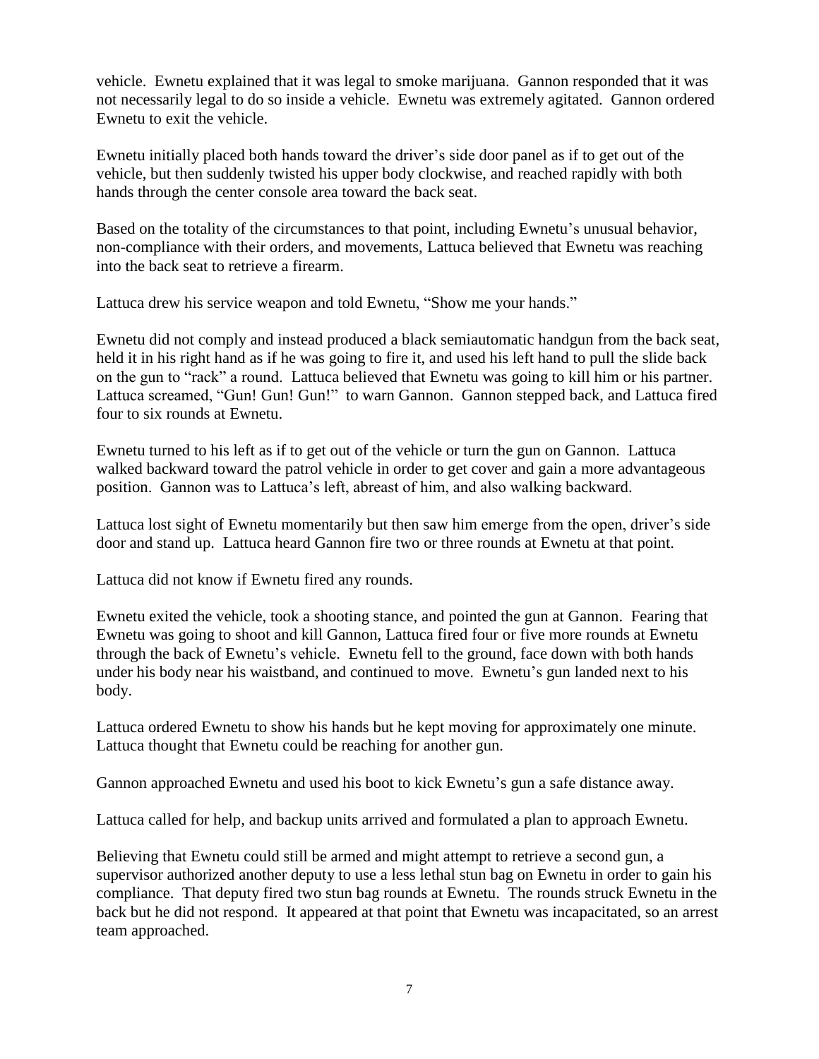vehicle. Ewnetu explained that it was legal to smoke marijuana. Gannon responded that it was not necessarily legal to do so inside a vehicle. Ewnetu was extremely agitated. Gannon ordered Ewnetu to exit the vehicle.

Ewnetu initially placed both hands toward the driver's side door panel as if to get out of the vehicle, but then suddenly twisted his upper body clockwise, and reached rapidly with both hands through the center console area toward the back seat.

Based on the totality of the circumstances to that point, including Ewnetu's unusual behavior, non-compliance with their orders, and movements, Lattuca believed that Ewnetu was reaching into the back seat to retrieve a firearm.

Lattuca drew his service weapon and told Ewnetu, "Show me your hands."

Ewnetu did not comply and instead produced a black semiautomatic handgun from the back seat, held it in his right hand as if he was going to fire it, and used his left hand to pull the slide back on the gun to "rack" a round. Lattuca believed that Ewnetu was going to kill him or his partner. Lattuca screamed, "Gun! Gun! Gun!" to warn Gannon. Gannon stepped back, and Lattuca fired four to six rounds at Ewnetu.

Ewnetu turned to his left as if to get out of the vehicle or turn the gun on Gannon. Lattuca walked backward toward the patrol vehicle in order to get cover and gain a more advantageous position. Gannon was to Lattuca's left, abreast of him, and also walking backward.

Lattuca lost sight of Ewnetu momentarily but then saw him emerge from the open, driver's side door and stand up. Lattuca heard Gannon fire two or three rounds at Ewnetu at that point.

Lattuca did not know if Ewnetu fired any rounds.

Ewnetu exited the vehicle, took a shooting stance, and pointed the gun at Gannon. Fearing that Ewnetu was going to shoot and kill Gannon, Lattuca fired four or five more rounds at Ewnetu through the back of Ewnetu's vehicle. Ewnetu fell to the ground, face down with both hands under his body near his waistband, and continued to move. Ewnetu's gun landed next to his body.

Lattuca ordered Ewnetu to show his hands but he kept moving for approximately one minute. Lattuca thought that Ewnetu could be reaching for another gun.

Gannon approached Ewnetu and used his boot to kick Ewnetu's gun a safe distance away.

Lattuca called for help, and backup units arrived and formulated a plan to approach Ewnetu.

Believing that Ewnetu could still be armed and might attempt to retrieve a second gun, a supervisor authorized another deputy to use a less lethal stun bag on Ewnetu in order to gain his compliance. That deputy fired two stun bag rounds at Ewnetu. The rounds struck Ewnetu in the back but he did not respond. It appeared at that point that Ewnetu was incapacitated, so an arrest team approached.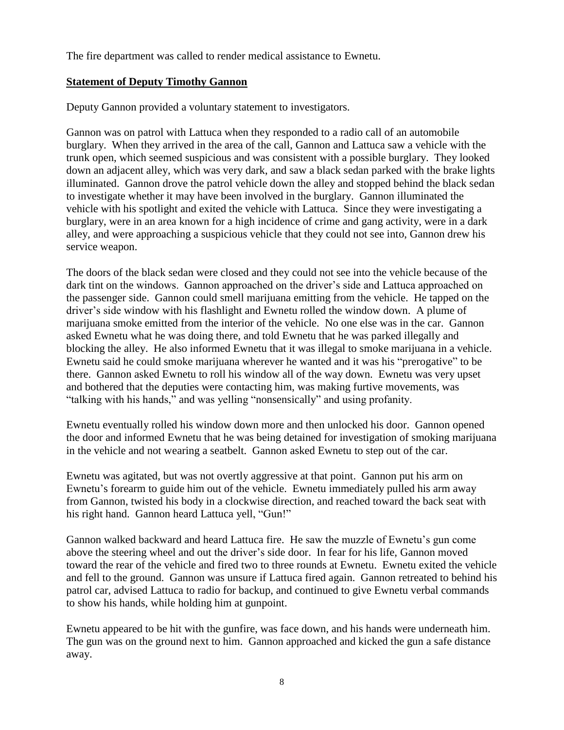The fire department was called to render medical assistance to Ewnetu.

**Statement of Deputy Timothy Gannon**

Deputy Gannon provided a voluntary statement to investigators.

Gannon was on patrol with Lattuca when they responded to a radio call of an automobile burglary. When they arrived in the area of the call, Gannon and Lattuca saw a vehicle with the trunk open, which seemed suspicious and was consistent with a possible burglary. They looked down an adjacent alley, which was very dark, and saw a black sedan parked with the brake lights illuminated. Gannon drove the patrol vehicle down the alley and stopped behind the black sedan to investigate whether it may have been involved in the burglary. Gannon illuminated the vehicle with his spotlight and exited the vehicle with Lattuca. Since they were investigating a burglary, were in an area known for a high incidence of crime and gang activity, were in a dark alley, and were approaching a suspicious vehicle that they could not see into, Gannon drew his service weapon.

The doors of the black sedan were closed and they could not see into the vehicle because of the dark tint on the windows. Gannon approached on the driver's side and Lattuca approached on the passenger side. Gannon could smell marijuana emitting from the vehicle. He tapped on the driver's side window with his flashlight and Ewnetu rolled the window down. A plume of marijuana smoke emitted from the interior of the vehicle. No one else was in the car. Gannon asked Ewnetu what he was doing there, and told Ewnetu that he was parked illegally and blocking the alley. He also informed Ewnetu that it was illegal to smoke marijuana in a vehicle. Ewnetu said he could smoke marijuana wherever he wanted and it was his "prerogative" to be there. Gannon asked Ewnetu to roll his window all of the way down. Ewnetu was very upset and bothered that the deputies were contacting him, was making furtive movements, was "talking with his hands," and was yelling "nonsensically" and using profanity.

Ewnetu eventually rolled his window down more and then unlocked his door. Gannon opened the door and informed Ewnetu that he was being detained for investigation of smoking marijuana in the vehicle and not wearing a seatbelt. Gannon asked Ewnetu to step out of the car.

Ewnetu was agitated, but was not overtly aggressive at that point. Gannon put his arm on Ewnetu's forearm to guide him out of the vehicle. Ewnetu immediately pulled his arm away from Gannon, twisted his body in a clockwise direction, and reached toward the back seat with his right hand. Gannon heard Lattuca yell, "Gun!"

Gannon walked backward and heard Lattuca fire. He saw the muzzle of Ewnetu's gun come above the steering wheel and out the driver's side door. In fear for his life, Gannon moved toward the rear of the vehicle and fired two to three rounds at Ewnetu. Ewnetu exited the vehicle and fell to the ground. Gannon was unsure if Lattuca fired again. Gannon retreated to behind his patrol car, advised Lattuca to radio for backup, and continued to give Ewnetu verbal commands to show his hands, while holding him at gunpoint.

Ewnetu appeared to be hit with the gunfire, was face down, and his hands were underneath him. The gun was on the ground next to him. Gannon approached and kicked the gun a safe distance away.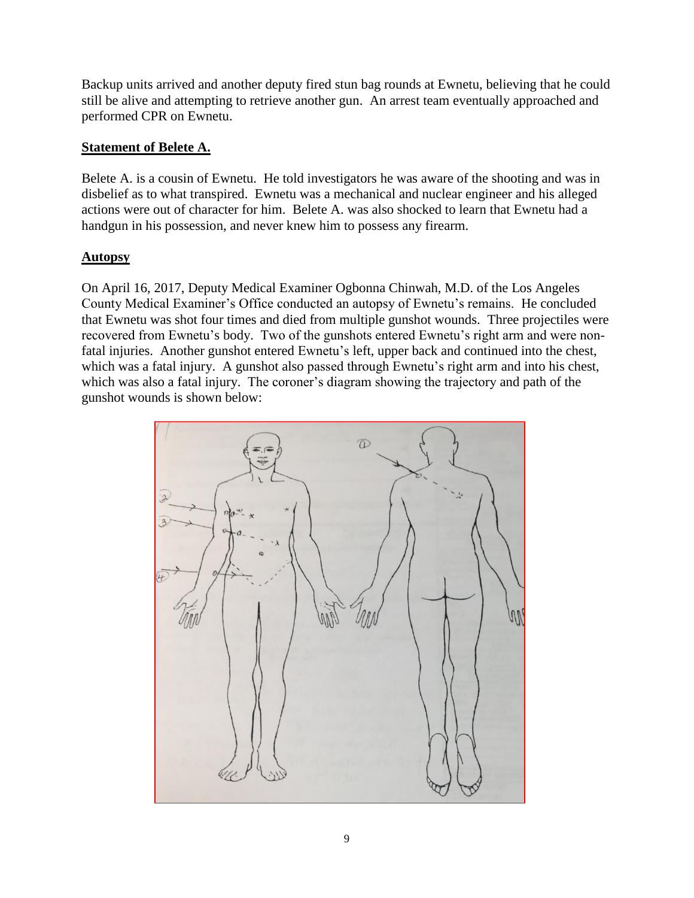Backup units arrived and another deputy fired stun bag rounds at Ewnetu, believing that he could still be alive and attempting to retrieve another gun. An arrest team eventually approached and performed CPR on Ewnetu.

## Statement of Belete A.

Belete A. is a cousin of Ewnetu. He told investigators he was aware of the shooting and was in disbelief as to what transpired. Ewnetu was a mechanical and nuclear engineer and his alleged actions were out of character for him. Belete A. was also shocked to learn that Ewnetu had a handgun in his possession, and never knew him to possess any firearm.

## Autopsy

On April 16, 2017, Deputy Medical Examiner Ogbonna Chinwah, M.D. of the Los Angeles County Medical Examiner's Office conducted an autopsy of Ewnetu's remains. He concluded that Ewnetu was shot four times and died from multiple gunshot wounds. Three projectiles were recovered from Ewnetu's body. Two of the gunshots entered Ewnetu's right arm and were non-fatal injuries. Another gunshot entered Ewnetu's left, upper back and continued into the chest, which was a fatal injury. A gunshot also passed through Ewnetu's right arm and into his chest, which was also a fatal injury. The coroner's diagram showing the trajectory and path of the gunshot wounds is shown below: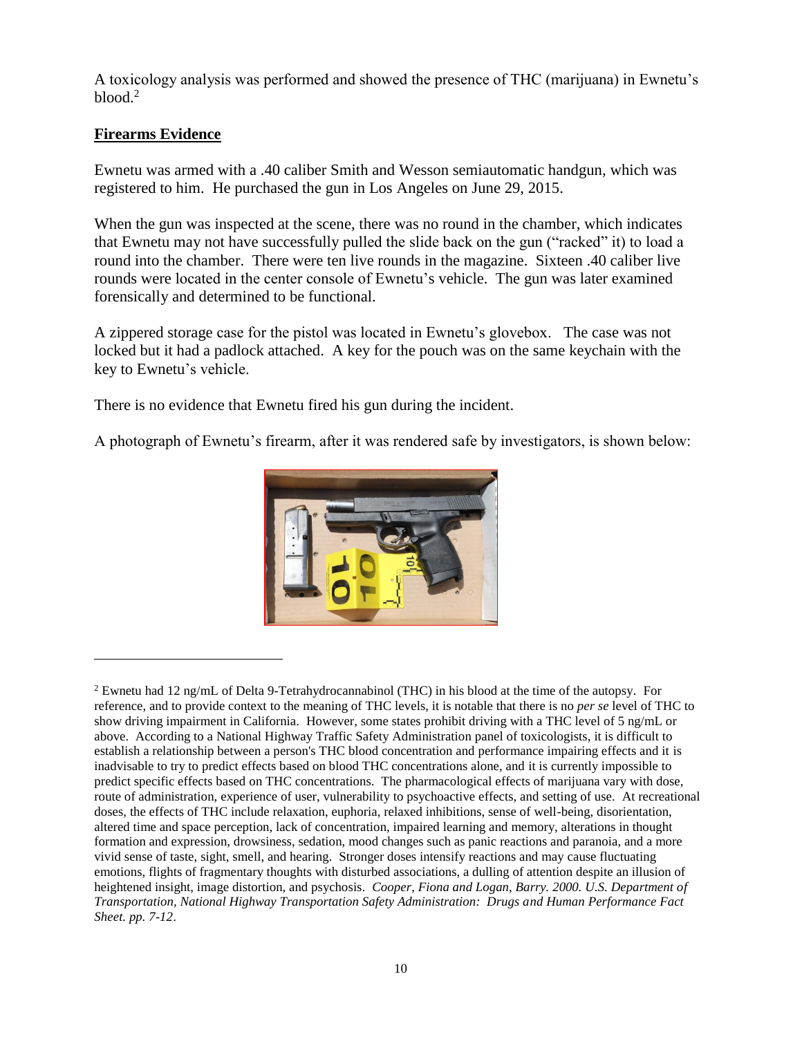A toxicology analysis was performed and showed the presence of THC (marijuana) in Ewnetu's blood.[2]

**Firearms Evidence**

Ewnetu was armed with a .40 caliber Smith and Wesson semiautomatic handgun, which was registered to him. He purchased the gun in Los Angeles on June 29, 2015.

When the gun was inspected at the scene, there was no round in the chamber, which indicates that Ewnetu may not have successfully pulled the slide back on the gun ("racked" it) to load a round into the chamber. There were ten live rounds in the magazine. Sixteen .40 caliber live rounds were located in the center console of Ewnetu's vehicle. The gun was later examined forensically and determined to be functional.

A zippered storage case for the pistol was located in Ewnetu's glovebox. The case was not locked but it had a padlock attached. A key for the pouch was on the same keychain with the key to Ewnetu's vehicle.

There is no evidence that Ewnetu fired his gun during the incident.

A photograph of Ewnetu's firearm, after it was rendered safe by investigators, is shown below:

---

[2] Ewnetu had 12 ng/mL of Delta 9-Tetrahydrocannabinol (THC) in his blood at the time of the autopsy. For reference, and to provide context to the meaning of THC levels, it is notable that there is no *per se* level of THC to show driving impairment in California. However, some states prohibit driving with a THC level of 5 ng/mL or above. According to a National Highway Traffic Safety Administration panel of toxicologists, it is difficult to establish a relationship between a person's THC blood concentration and performance impairing effects and it is inadvisable to try to predict effects based on blood THC concentrations alone, and it is currently impossible to predict specific effects based on THC concentrations. The pharmacological effects of marijuana vary with dose, route of administration, experience of user, vulnerability to psychoactive effects, and setting of use. At recreational doses, the effects of THC include relaxation, euphoria, relaxed inhibitions, sense of well-being, disorientation, altered time and space perception, lack of concentration, impaired learning and memory, alterations in thought formation and expression, drowsiness, sedation, mood changes such as panic reactions and paranoia, and a more vivid sense of taste, sight, smell, and hearing. Stronger doses intensify reactions and may cause fluctuating emotions, flights of fragmentary thoughts with disturbed associations, a dulling of attention despite an illusion of heightened insight, image distortion, and psychosis. *Cooper, Fiona and Logan, Barry. 2000. U.S. Department of Transportation, National Highway Transportation Safety Administration: Drugs and Human Performance Fact Sheet. pp. 7-12*.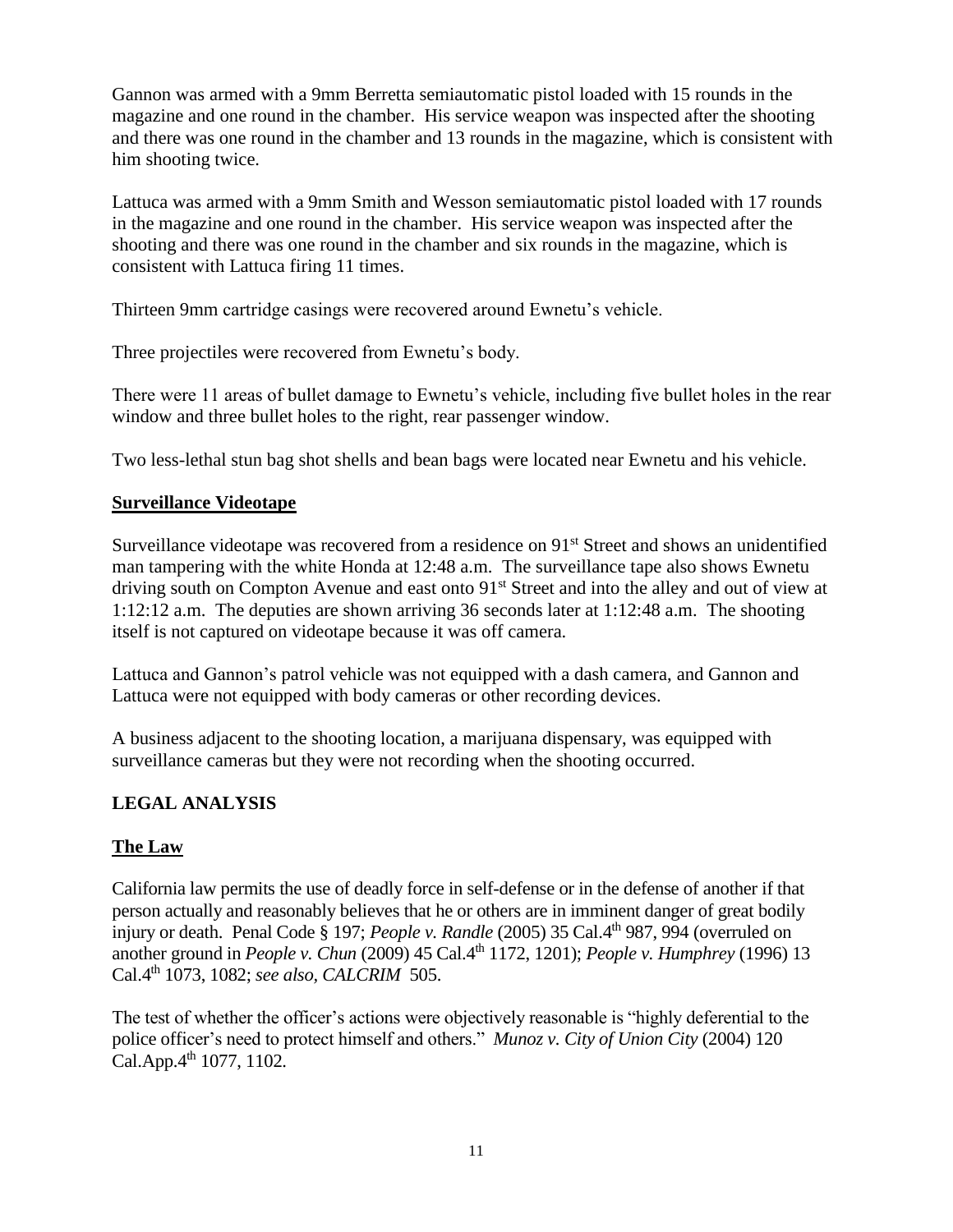Gannon was armed with a 9mm Berretta semiautomatic pistol loaded with 15 rounds in the magazine and one round in the chamber. His service weapon was inspected after the shooting and there was one round in the chamber and 13 rounds in the magazine, which is consistent with him shooting twice.

Lattuca was armed with a 9mm Smith and Wesson semiautomatic pistol loaded with 17 rounds in the magazine and one round in the chamber. His service weapon was inspected after the shooting and there was one round in the chamber and six rounds in the magazine, which is consistent with Lattuca firing 11 times.

Thirteen 9mm cartridge casings were recovered around Ewnetu's vehicle.

Three projectiles were recovered from Ewnetu's body.

There were 11 areas of bullet damage to Ewnetu's vehicle, including five bullet holes in the rear window and three bullet holes to the right, rear passenger window.

Two less-lethal stun bag shot shells and bean bags were located near Ewnetu and his vehicle.

## **Surveillance Videotape**

Surveillance videotape was recovered from a residence on 91st Street and shows an unidentified man tampering with the white Honda at 12:48 a.m. The surveillance tape also shows Ewnetu driving south on Compton Avenue and east onto 91st Street and into the alley and out of view at 1:12:12 a.m. The deputies are shown arriving 36 seconds later at 1:12:48 a.m. The shooting itself is not captured on videotape because it was off camera.

Lattuca and Gannon's patrol vehicle was not equipped with a dash camera, and Gannon and Lattuca were not equipped with body cameras or other recording devices.

A business adjacent to the shooting location, a marijuana dispensary, was equipped with surveillance cameras but they were not recording when the shooting occurred.

# **LEGAL ANALYSIS**

## **The Law**

California law permits the use of deadly force in self-defense or in the defense of another if that person actually and reasonably believes that he or others are in imminent danger of great bodily injury or death. Penal Code § 197; *People v. Randle* (2005) 35 Cal.4th 987, 994 (overruled on another ground in *People v. Chun* (2009) 45 Cal.4th 1172, 1201); *People v. Humphrey* (1996) 13 Cal.4th 1073, 1082; *see also, CALCRIM* 505.

The test of whether the officer's actions were objectively reasonable is "highly deferential to the police officer's need to protect himself and others." *Munoz v. City of Union City* (2004) 120 Cal.App.4th 1077, 1102.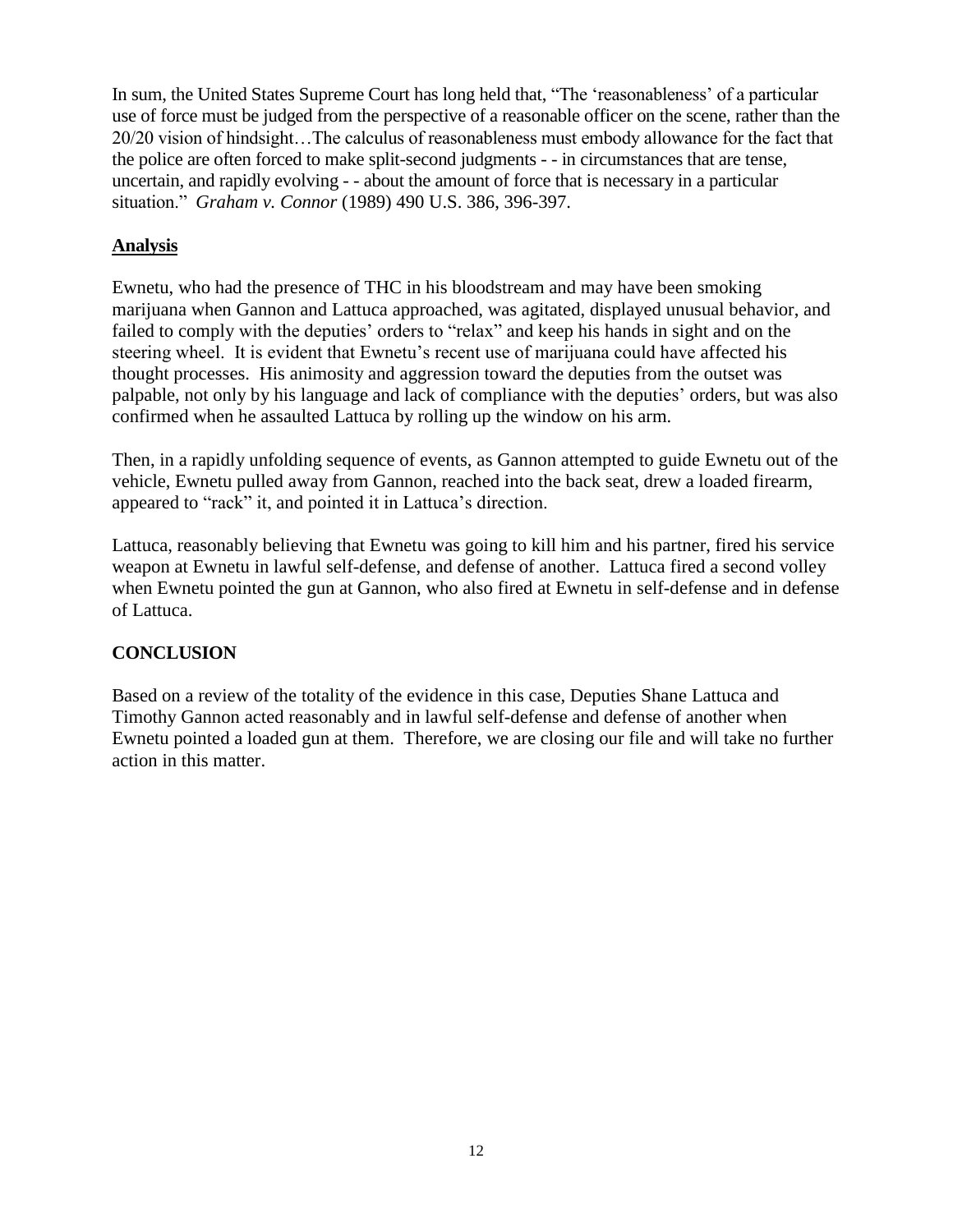In sum, the United States Supreme Court has long held that, "The 'reasonableness' of a particular use of force must be judged from the perspective of a reasonable officer on the scene, rather than the 20/20 vision of hindsight…The calculus of reasonableness must embody allowance for the fact that the police are often forced to make split-second judgments - - in circumstances that are tense, uncertain, and rapidly evolving - - about the amount of force that is necessary in a particular situation." *Graham v. Connor* (1989) 490 U.S. 386, 396-397.

## Analysis

Ewnetu, who had the presence of THC in his bloodstream and may have been smoking marijuana when Gannon and Lattuca approached, was agitated, displayed unusual behavior, and failed to comply with the deputies' orders to "relax" and keep his hands in sight and on the steering wheel. It is evident that Ewnetu's recent use of marijuana could have affected his thought processes. His animosity and aggression toward the deputies from the outset was palpable, not only by his language and lack of compliance with the deputies' orders, but was also confirmed when he assaulted Lattuca by rolling up the window on his arm.

Then, in a rapidly unfolding sequence of events, as Gannon attempted to guide Ewnetu out of the vehicle, Ewnetu pulled away from Gannon, reached into the back seat, drew a loaded firearm, appeared to "rack" it, and pointed it in Lattuca's direction.

Lattuca, reasonably believing that Ewnetu was going to kill him and his partner, fired his service weapon at Ewnetu in lawful self-defense, and defense of another. Lattuca fired a second volley when Ewnetu pointed the gun at Gannon, who also fired at Ewnetu in self-defense and in defense of Lattuca.

## CONCLUSION

Based on a review of the totality of the evidence in this case, Deputies Shane Lattuca and Timothy Gannon acted reasonably and in lawful self-defense and defense of another when Ewnetu pointed a loaded gun at them. Therefore, we are closing our file and will take no further action in this matter.